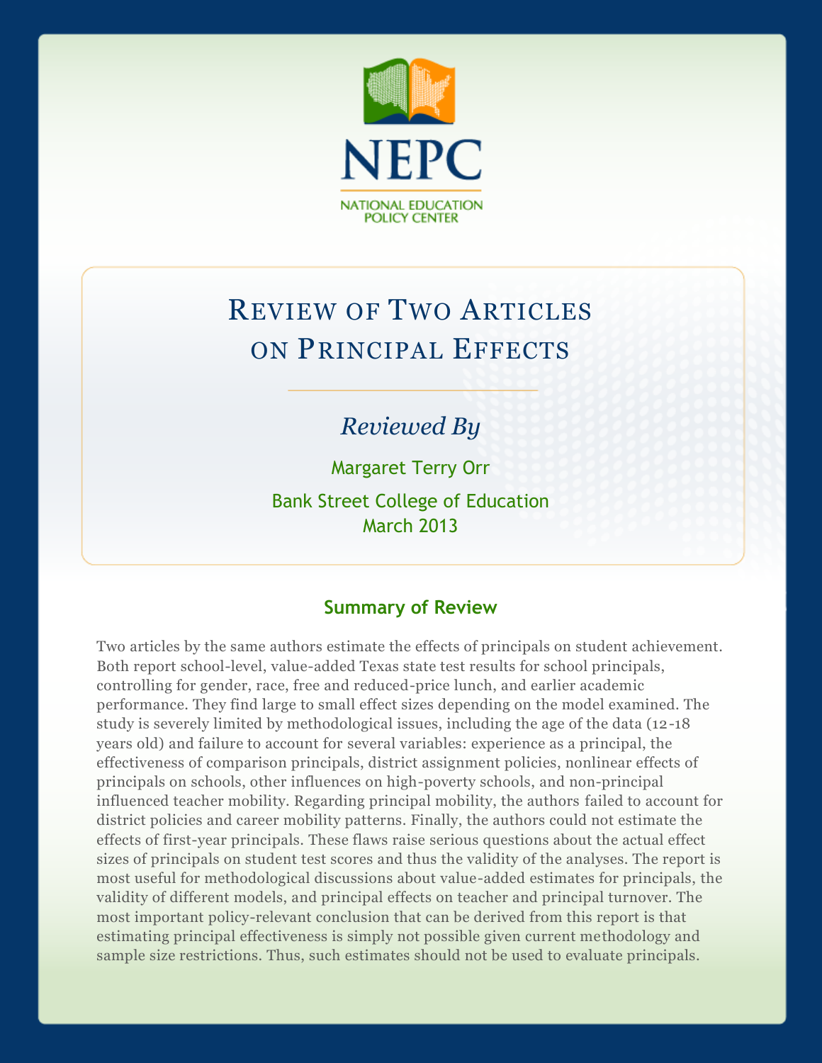NEPC

NATIONAL EDUCATION POLICY CENTER

# Review of Two Articles on Principal Effects

*Reviewed By*

Margaret Terry Orr

Bank Street College of Education

March 2013

## Summary of Review

Two articles by the same authors estimate the effects of principals on student achievement. Both report school-level, value-added Texas state test results for school principals, controlling for gender, race, free and reduced-price lunch, and earlier academic performance. They find large to small effect sizes depending on the model examined. The study is severely limited by methodological issues, including the age of the data (12-18 years old) and failure to account for several variables: experience as a principal, the effectiveness of comparison principals, district assignment policies, nonlinear effects of principals on schools, other influences on high-poverty schools, and non-principal influenced teacher mobility. Regarding principal mobility, the authors failed to account for district policies and career mobility patterns. Finally, the authors could not estimate the effects of first-year principals. These flaws raise serious questions about the actual effect sizes of principals on student test scores and thus the validity of the analyses. The report is most useful for methodological discussions about value-added estimates for principals, the validity of different models, and principal effects on teacher and principal turnover. The most important policy-relevant conclusion that can be derived from this report is that estimating principal effectiveness is simply not possible given current methodology and sample size restrictions. Thus, such estimates should not be used to evaluate principals.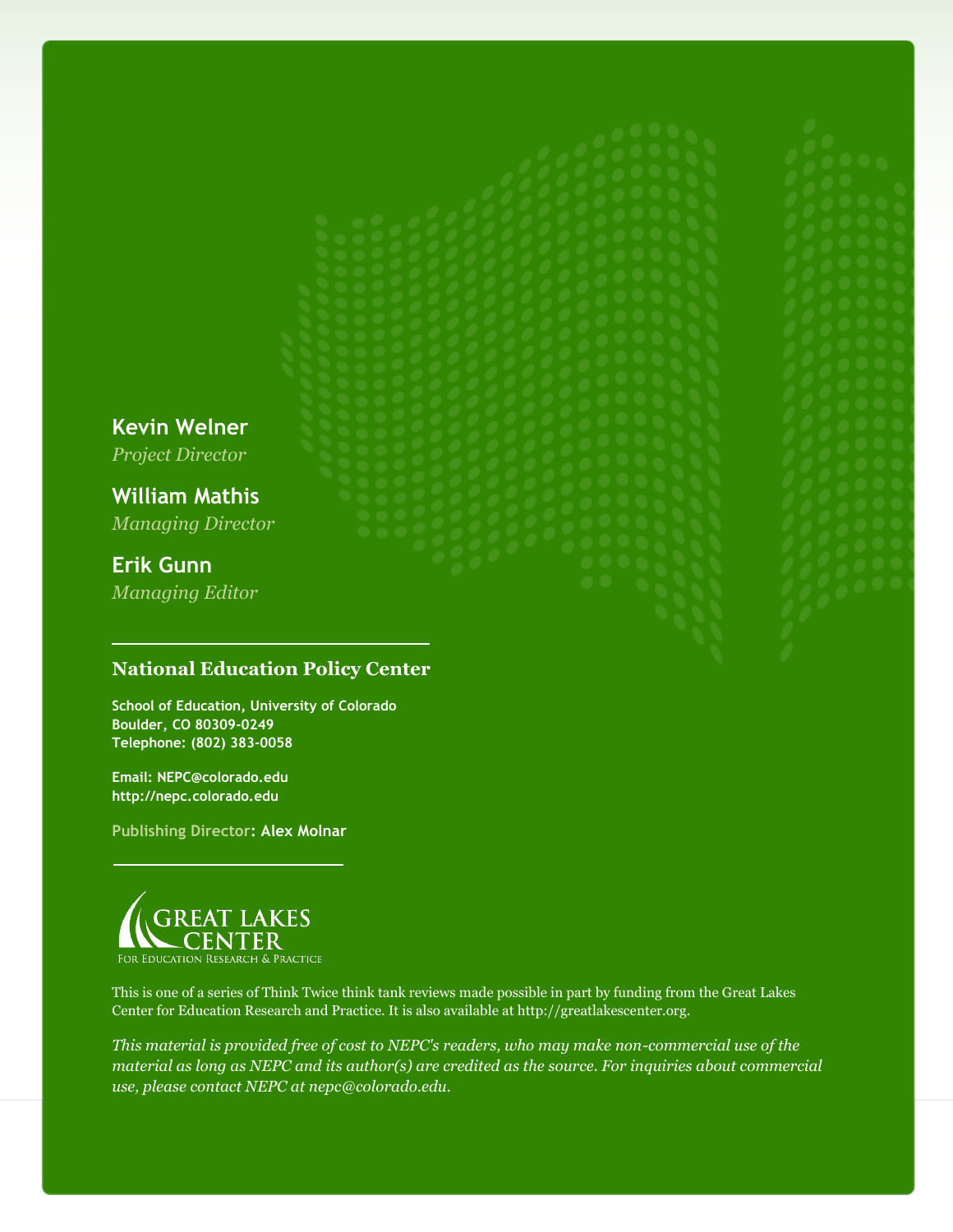**Kevin Welner**
*Project Director*

**William Mathis**
*Managing Director*

**Erik Gunn**
*Managing Editor*

---

**National Education Policy Center**

**School of Education, University of Colorado**
**Boulder, CO 80309-0249**
**Telephone: (802) 383-0058**

**Email: NEPC@colorado.edu**
**http://nepc.colorado.edu**

Publishing Director: **Alex Molnar**

---

GREAT LAKES CENTER
FOR EDUCATION RESEARCH & PRACTICE

This is one of a series of Think Twice think tank reviews made possible in part by funding from the Great Lakes Center for Education Research and Practice. It is also available at http://greatlakescenter.org.

*This material is provided free of cost to NEPC's readers, who may make non-commercial use of the material as long as NEPC and its author(s) are credited as the source. For inquiries about commercial use, please contact NEPC at nepc@colorado.edu.*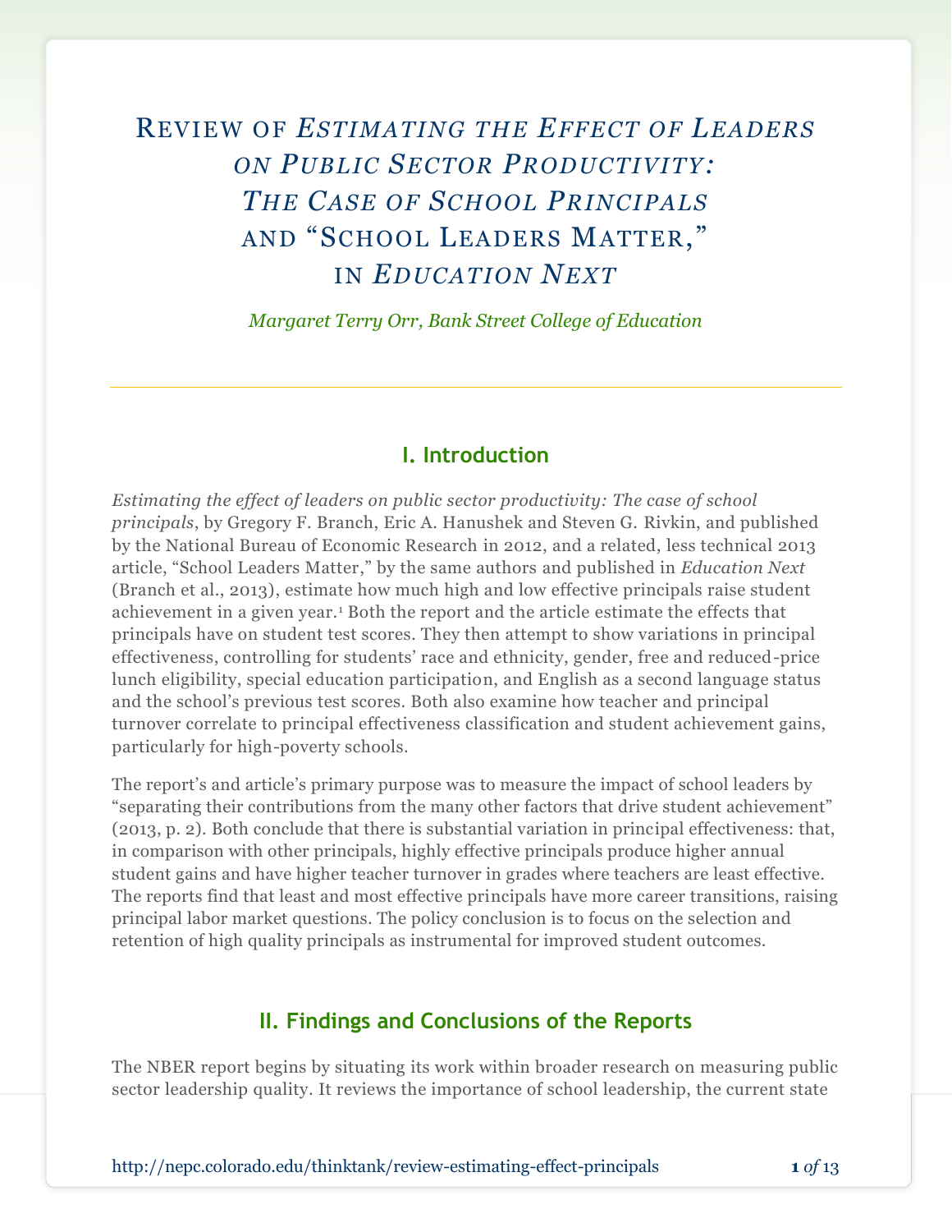# Review of *Estimating the Effect of Leaders on Public Sector Productivity: The Case of School Principals* and "School Leaders Matter," in *Education Next*

*Margaret Terry Orr, Bank Street College of Education*

---

## I. Introduction

*Estimating the effect of leaders on public sector productivity: The case of school principals*, by Gregory F. Branch, Eric A. Hanushek and Steven G. Rivkin, and published by the National Bureau of Economic Research in 2012, and a related, less technical 2013 article, "School Leaders Matter," by the same authors and published in *Education Next* (Branch et al., 2013), estimate how much high and low effective principals raise student achievement in a given year.[1] Both the report and the article estimate the effects that principals have on student test scores. They then attempt to show variations in principal effectiveness, controlling for students' race and ethnicity, gender, free and reduced-price lunch eligibility, special education participation, and English as a second language status and the school's previous test scores. Both also examine how teacher and principal turnover correlate to principal effectiveness classification and student achievement gains, particularly for high-poverty schools.

The report's and article's primary purpose was to measure the impact of school leaders by "separating their contributions from the many other factors that drive student achievement" (2013, p. 2). Both conclude that there is substantial variation in principal effectiveness: that, in comparison with other principals, highly effective principals produce higher annual student gains and have higher teacher turnover in grades where teachers are least effective. The reports find that least and most effective principals have more career transitions, raising principal labor market questions. The policy conclusion is to focus on the selection and retention of high quality principals as instrumental for improved student outcomes.

## II. Findings and Conclusions of the Reports

The NBER report begins by situating its work within broader research on measuring public sector leadership quality. It reviews the importance of school leadership, the current state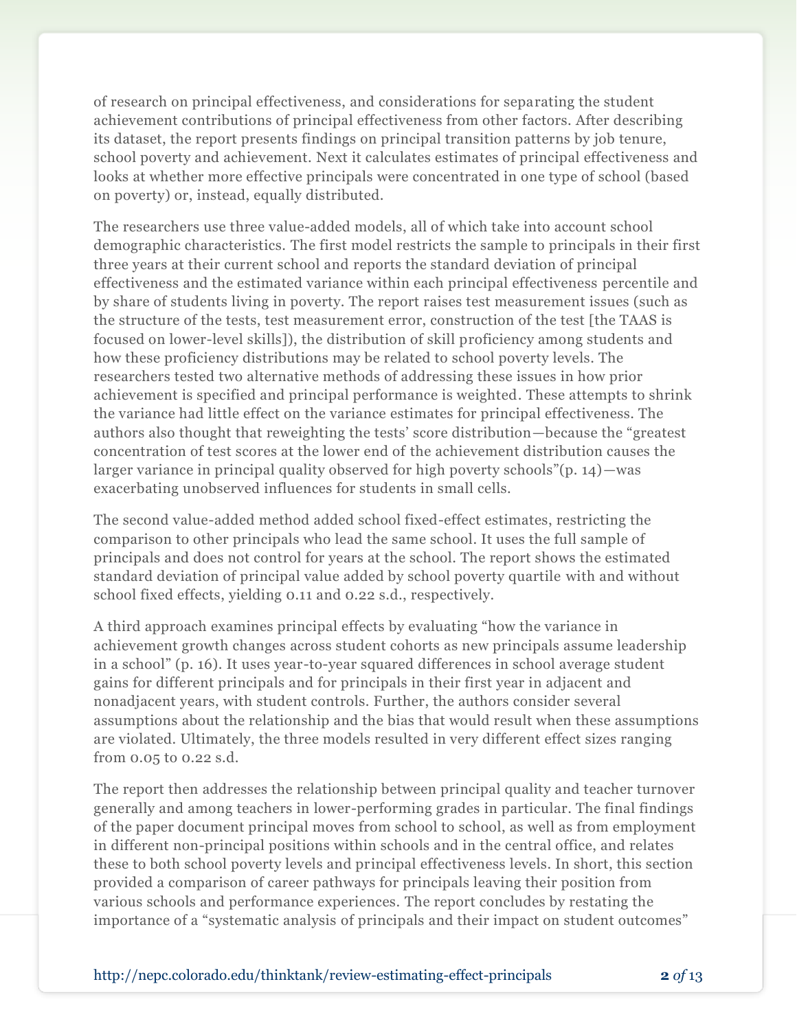of research on principal effectiveness, and considerations for separating the student achievement contributions of principal effectiveness from other factors. After describing its dataset, the report presents findings on principal transition patterns by job tenure, school poverty and achievement. Next it calculates estimates of principal effectiveness and looks at whether more effective principals were concentrated in one type of school (based on poverty) or, instead, equally distributed.

The researchers use three value-added models, all of which take into account school demographic characteristics. The first model restricts the sample to principals in their first three years at their current school and reports the standard deviation of principal effectiveness and the estimated variance within each principal effectiveness percentile and by share of students living in poverty. The report raises test measurement issues (such as the structure of the tests, test measurement error, construction of the test [the TAAS is focused on lower-level skills]), the distribution of skill proficiency among students and how these proficiency distributions may be related to school poverty levels. The researchers tested two alternative methods of addressing these issues in how prior achievement is specified and principal performance is weighted. These attempts to shrink the variance had little effect on the variance estimates for principal effectiveness. The authors also thought that reweighting the tests' score distribution—because the "greatest concentration of test scores at the lower end of the achievement distribution causes the larger variance in principal quality observed for high poverty schools"(p. 14)—was exacerbating unobserved influences for students in small cells.

The second value-added method added school fixed-effect estimates, restricting the comparison to other principals who lead the same school. It uses the full sample of principals and does not control for years at the school. The report shows the estimated standard deviation of principal value added by school poverty quartile with and without school fixed effects, yielding 0.11 and 0.22 s.d., respectively.

A third approach examines principal effects by evaluating "how the variance in achievement growth changes across student cohorts as new principals assume leadership in a school" (p. 16). It uses year-to-year squared differences in school average student gains for different principals and for principals in their first year in adjacent and nonadjacent years, with student controls. Further, the authors consider several assumptions about the relationship and the bias that would result when these assumptions are violated. Ultimately, the three models resulted in very different effect sizes ranging from 0.05 to 0.22 s.d.

The report then addresses the relationship between principal quality and teacher turnover generally and among teachers in lower-performing grades in particular. The final findings of the paper document principal moves from school to school, as well as from employment in different non-principal positions within schools and in the central office, and relates these to both school poverty levels and principal effectiveness levels. In short, this section provided a comparison of career pathways for principals leaving their position from various schools and performance experiences. The report concludes by restating the importance of a "systematic analysis of principals and their impact on student outcomes"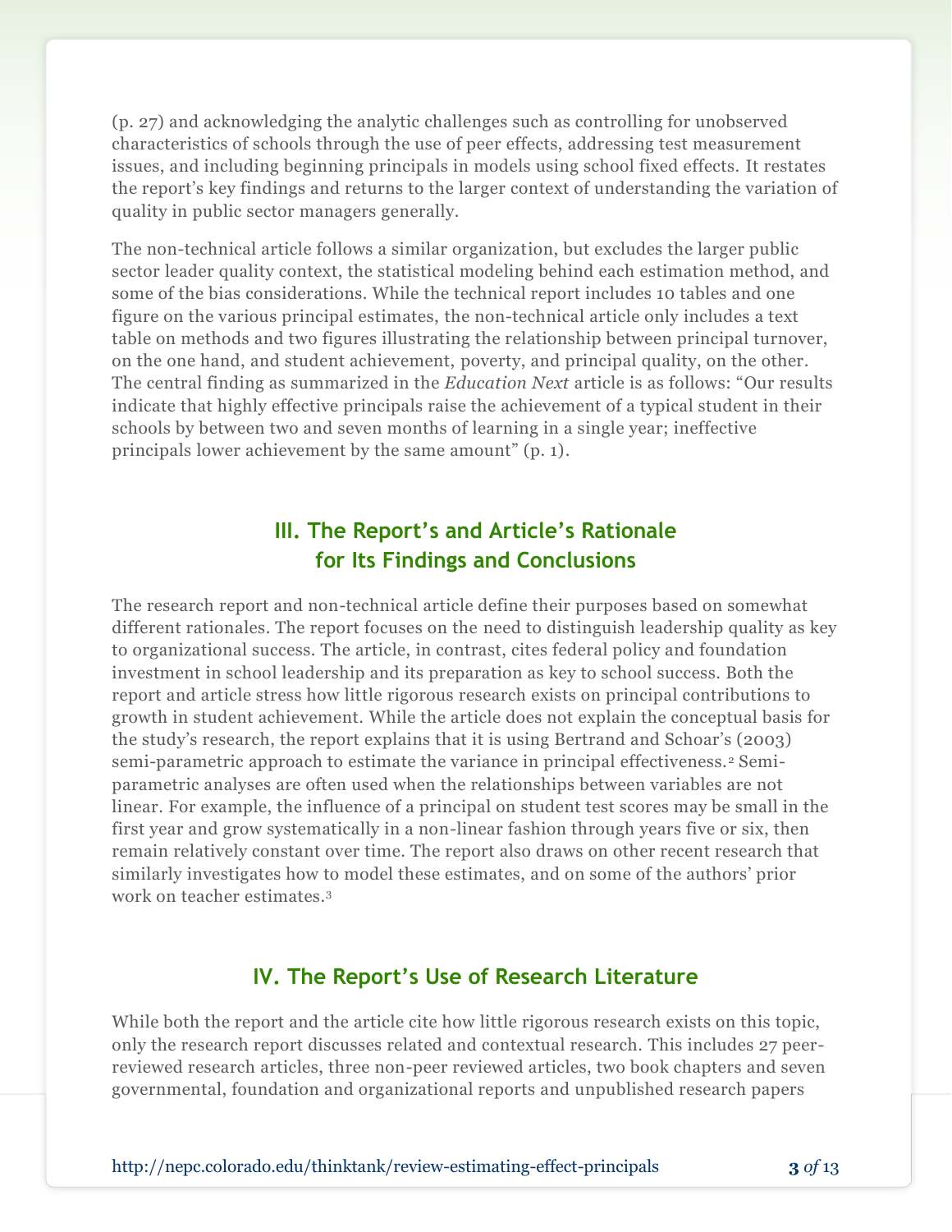(p. 27) and acknowledging the analytic challenges such as controlling for unobserved characteristics of schools through the use of peer effects, addressing test measurement issues, and including beginning principals in models using school fixed effects. It restates the report's key findings and returns to the larger context of understanding the variation of quality in public sector managers generally.

The non-technical article follows a similar organization, but excludes the larger public sector leader quality context, the statistical modeling behind each estimation method, and some of the bias considerations. While the technical report includes 10 tables and one figure on the various principal estimates, the non-technical article only includes a text table on methods and two figures illustrating the relationship between principal turnover, on the one hand, and student achievement, poverty, and principal quality, on the other. The central finding as summarized in the *Education Next* article is as follows: "Our results indicate that highly effective principals raise the achievement of a typical student in their schools by between two and seven months of learning in a single year; ineffective principals lower achievement by the same amount" (p. 1).

## III. The Report's and Article's Rationale for Its Findings and Conclusions

The research report and non-technical article define their purposes based on somewhat different rationales. The report focuses on the need to distinguish leadership quality as key to organizational success. The article, in contrast, cites federal policy and foundation investment in school leadership and its preparation as key to school success. Both the report and article stress how little rigorous research exists on principal contributions to growth in student achievement. While the article does not explain the conceptual basis for the study's research, the report explains that it is using Bertrand and Schoar's (2003) semi-parametric approach to estimate the variance in principal effectiveness.[2] Semi-parametric analyses are often used when the relationships between variables are not linear. For example, the influence of a principal on student test scores may be small in the first year and grow systematically in a non-linear fashion through years five or six, then remain relatively constant over time. The report also draws on other recent research that similarly investigates how to model these estimates, and on some of the authors' prior work on teacher estimates.[3]

## IV. The Report's Use of Research Literature

While both the report and the article cite how little rigorous research exists on this topic, only the research report discusses related and contextual research. This includes 27 peer-reviewed research articles, three non-peer reviewed articles, two book chapters and seven governmental, foundation and organizational reports and unpublished research papers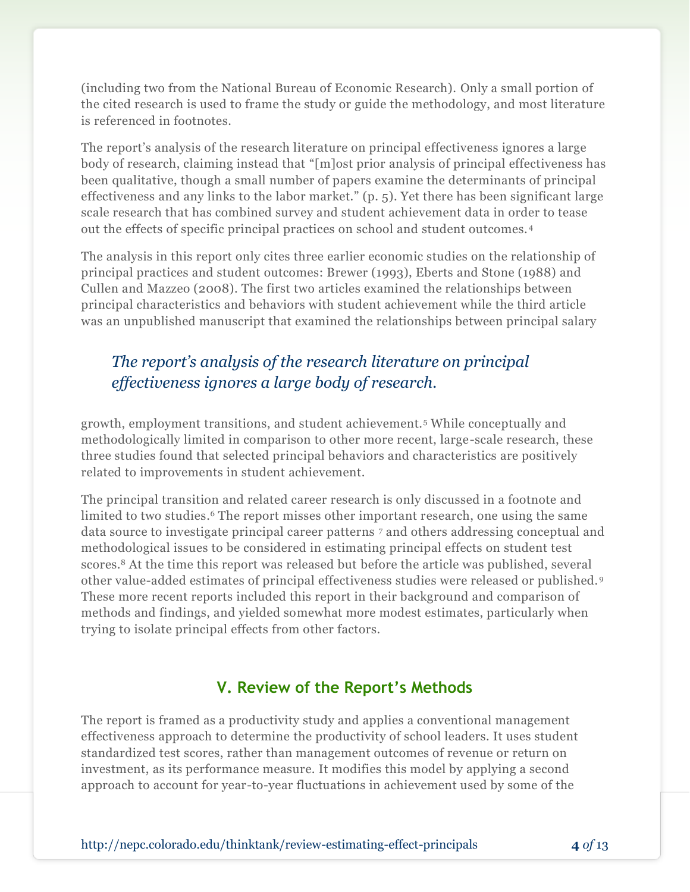(including two from the National Bureau of Economic Research). Only a small portion of the cited research is used to frame the study or guide the methodology, and most literature is referenced in footnotes.

The report's analysis of the research literature on principal effectiveness ignores a large body of research, claiming instead that "[m]ost prior analysis of principal effectiveness has been qualitative, though a small number of papers examine the determinants of principal effectiveness and any links to the labor market." (p. 5). Yet there has been significant large scale research that has combined survey and student achievement data in order to tease out the effects of specific principal practices on school and student outcomes.[4]

The analysis in this report only cites three earlier economic studies on the relationship of principal practices and student outcomes: Brewer (1993), Eberts and Stone (1988) and Cullen and Mazzeo (2008). The first two articles examined the relationships between principal characteristics and behaviors with student achievement while the third article was an unpublished manuscript that examined the relationships between principal salary growth, employment transitions, and student achievement.[5] While conceptually and methodologically limited in comparison to other more recent, large-scale research, these three studies found that selected principal behaviors and characteristics are positively related to improvements in student achievement.

> *The report's analysis of the research literature on principal effectiveness ignores a large body of research.*

The principal transition and related career research is only discussed in a footnote and limited to two studies.[6] The report misses other important research, one using the same data source to investigate principal career patterns [7] and others addressing conceptual and methodological issues to be considered in estimating principal effects on student test scores.[8] At the time this report was released but before the article was published, several other value-added estimates of principal effectiveness studies were released or published.[9] These more recent reports included this report in their background and comparison of methods and findings, and yielded somewhat more modest estimates, particularly when trying to isolate principal effects from other factors.

## V. Review of the Report's Methods

The report is framed as a productivity study and applies a conventional management effectiveness approach to determine the productivity of school leaders. It uses student standardized test scores, rather than management outcomes of revenue or return on investment, as its performance measure. It modifies this model by applying a second approach to account for year-to-year fluctuations in achievement used by some of the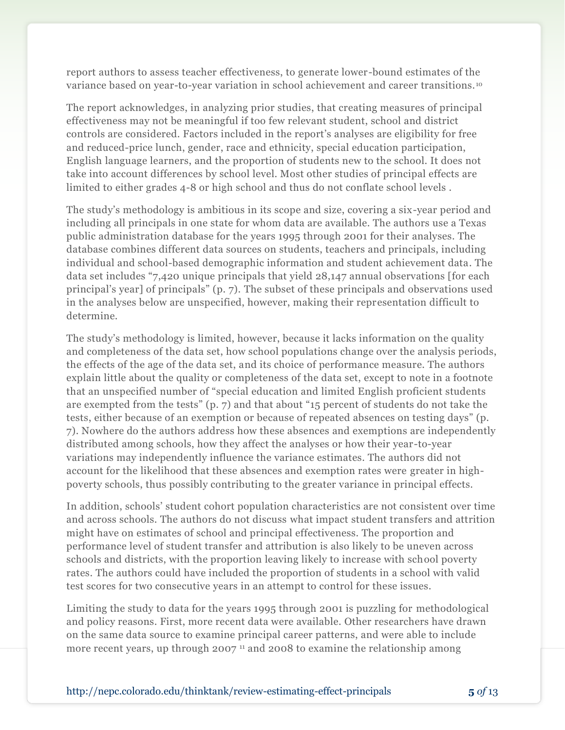report authors to assess teacher effectiveness, to generate lower-bound estimates of the variance based on year-to-year variation in school achievement and career transitions.[10]

The report acknowledges, in analyzing prior studies, that creating measures of principal effectiveness may not be meaningful if too few relevant student, school and district controls are considered. Factors included in the report's analyses are eligibility for free and reduced-price lunch, gender, race and ethnicity, special education participation, English language learners, and the proportion of students new to the school. It does not take into account differences by school level. Most other studies of principal effects are limited to either grades 4-8 or high school and thus do not conflate school levels .

The study's methodology is ambitious in its scope and size, covering a six-year period and including all principals in one state for whom data are available. The authors use a Texas public administration database for the years 1995 through 2001 for their analyses. The database combines different data sources on students, teachers and principals, including individual and school-based demographic information and student achievement data. The data set includes "7,420 unique principals that yield 28,147 annual observations [for each principal's year] of principals" (p. 7). The subset of these principals and observations used in the analyses below are unspecified, however, making their representation difficult to determine.

The study's methodology is limited, however, because it lacks information on the quality and completeness of the data set, how school populations change over the analysis periods, the effects of the age of the data set, and its choice of performance measure. The authors explain little about the quality or completeness of the data set, except to note in a footnote that an unspecified number of "special education and limited English proficient students are exempted from the tests" (p. 7) and that about "15 percent of students do not take the tests, either because of an exemption or because of repeated absences on testing days" (p. 7). Nowhere do the authors address how these absences and exemptions are independently distributed among schools, how they affect the analyses or how their year-to-year variations may independently influence the variance estimates. The authors did not account for the likelihood that these absences and exemption rates were greater in high-poverty schools, thus possibly contributing to the greater variance in principal effects.

In addition, schools' student cohort population characteristics are not consistent over time and across schools. The authors do not discuss what impact student transfers and attrition might have on estimates of school and principal effectiveness. The proportion and performance level of student transfer and attribution is also likely to be uneven across schools and districts, with the proportion leaving likely to increase with school poverty rates. The authors could have included the proportion of students in a school with valid test scores for two consecutive years in an attempt to control for these issues.

Limiting the study to data for the years 1995 through 2001 is puzzling for methodological and policy reasons. First, more recent data were available. Other researchers have drawn on the same data source to examine principal career patterns, and were able to include more recent years, up through 2007 [11] and 2008 to examine the relationship among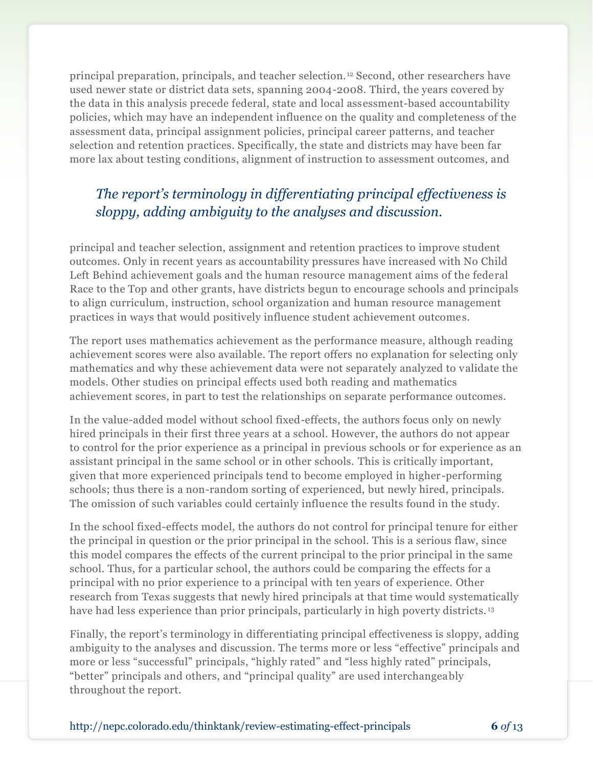principal preparation, principals, and teacher selection.[12] Second, other researchers have used newer state or district data sets, spanning 2004-2008. Third, the years covered by the data in this analysis precede federal, state and local assessment-based accountability policies, which may have an independent influence on the quality and completeness of the assessment data, principal assignment policies, principal career patterns, and teacher selection and retention practices. Specifically, the state and districts may have been far more lax about testing conditions, alignment of instruction to assessment outcomes, and

> *The report's terminology in differentiating principal effectiveness is sloppy, adding ambiguity to the analyses and discussion.*

principal and teacher selection, assignment and retention practices to improve student outcomes. Only in recent years as accountability pressures have increased with No Child Left Behind achievement goals and the human resource management aims of the federal Race to the Top and other grants, have districts begun to encourage schools and principals to align curriculum, instruction, school organization and human resource management practices in ways that would positively influence student achievement outcomes.

The report uses mathematics achievement as the performance measure, although reading achievement scores were also available. The report offers no explanation for selecting only mathematics and why these achievement data were not separately analyzed to validate the models. Other studies on principal effects used both reading and mathematics achievement scores, in part to test the relationships on separate performance outcomes.

In the value-added model without school fixed-effects, the authors focus only on newly hired principals in their first three years at a school. However, the authors do not appear to control for the prior experience as a principal in previous schools or for experience as an assistant principal in the same school or in other schools. This is critically important, given that more experienced principals tend to become employed in higher-performing schools; thus there is a non-random sorting of experienced, but newly hired, principals. The omission of such variables could certainly influence the results found in the study.

In the school fixed-effects model, the authors do not control for principal tenure for either the principal in question or the prior principal in the school. This is a serious flaw, since this model compares the effects of the current principal to the prior principal in the same school. Thus, for a particular school, the authors could be comparing the effects for a principal with no prior experience to a principal with ten years of experience. Other research from Texas suggests that newly hired principals at that time would systematically have had less experience than prior principals, particularly in high poverty districts.[13]

Finally, the report's terminology in differentiating principal effectiveness is sloppy, adding ambiguity to the analyses and discussion. The terms more or less "effective" principals and more or less "successful" principals, "highly rated" and "less highly rated" principals, "better" principals and others, and "principal quality" are used interchangeably throughout the report.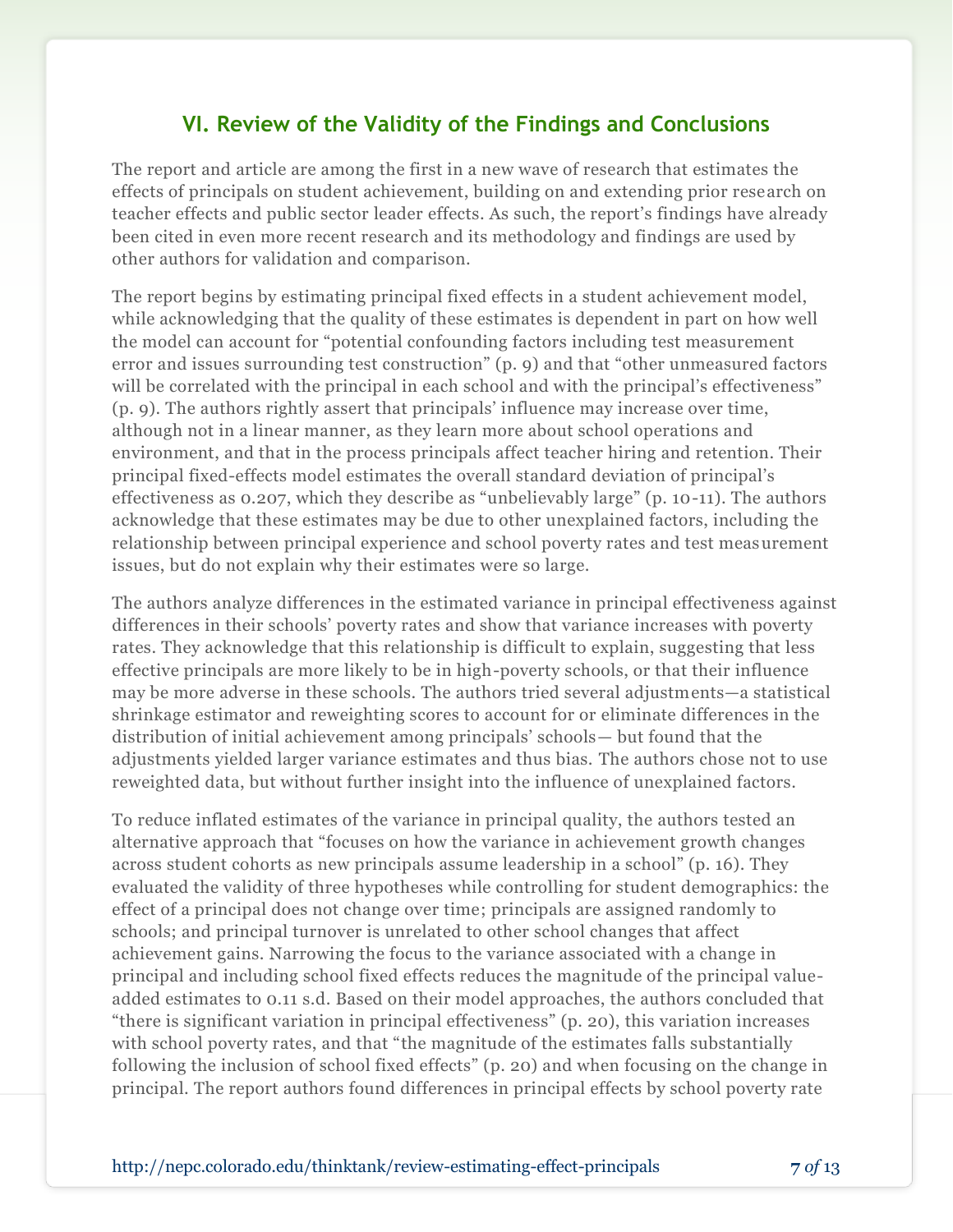## VI. Review of the Validity of the Findings and Conclusions

The report and article are among the first in a new wave of research that estimates the effects of principals on student achievement, building on and extending prior research on teacher effects and public sector leader effects. As such, the report's findings have already been cited in even more recent research and its methodology and findings are used by other authors for validation and comparison.

The report begins by estimating principal fixed effects in a student achievement model, while acknowledging that the quality of these estimates is dependent in part on how well the model can account for "potential confounding factors including test measurement error and issues surrounding test construction" (p. 9) and that "other unmeasured factors will be correlated with the principal in each school and with the principal's effectiveness" (p. 9). The authors rightly assert that principals' influence may increase over time, although not in a linear manner, as they learn more about school operations and environment, and that in the process principals affect teacher hiring and retention. Their principal fixed-effects model estimates the overall standard deviation of principal's effectiveness as 0.207, which they describe as "unbelievably large" (p. 10-11). The authors acknowledge that these estimates may be due to other unexplained factors, including the relationship between principal experience and school poverty rates and test measurement issues, but do not explain why their estimates were so large.

The authors analyze differences in the estimated variance in principal effectiveness against differences in their schools' poverty rates and show that variance increases with poverty rates. They acknowledge that this relationship is difficult to explain, suggesting that less effective principals are more likely to be in high-poverty schools, or that their influence may be more adverse in these schools. The authors tried several adjustments—a statistical shrinkage estimator and reweighting scores to account for or eliminate differences in the distribution of initial achievement among principals' schools— but found that the adjustments yielded larger variance estimates and thus bias. The authors chose not to use reweighted data, but without further insight into the influence of unexplained factors.

To reduce inflated estimates of the variance in principal quality, the authors tested an alternative approach that "focuses on how the variance in achievement growth changes across student cohorts as new principals assume leadership in a school" (p. 16). They evaluated the validity of three hypotheses while controlling for student demographics: the effect of a principal does not change over time; principals are assigned randomly to schools; and principal turnover is unrelated to other school changes that affect achievement gains. Narrowing the focus to the variance associated with a change in principal and including school fixed effects reduces the magnitude of the principal value-added estimates to 0.11 s.d. Based on their model approaches, the authors concluded that "there is significant variation in principal effectiveness" (p. 20), this variation increases with school poverty rates, and that "the magnitude of the estimates falls substantially following the inclusion of school fixed effects" (p. 20) and when focusing on the change in principal. The report authors found differences in principal effects by school poverty rate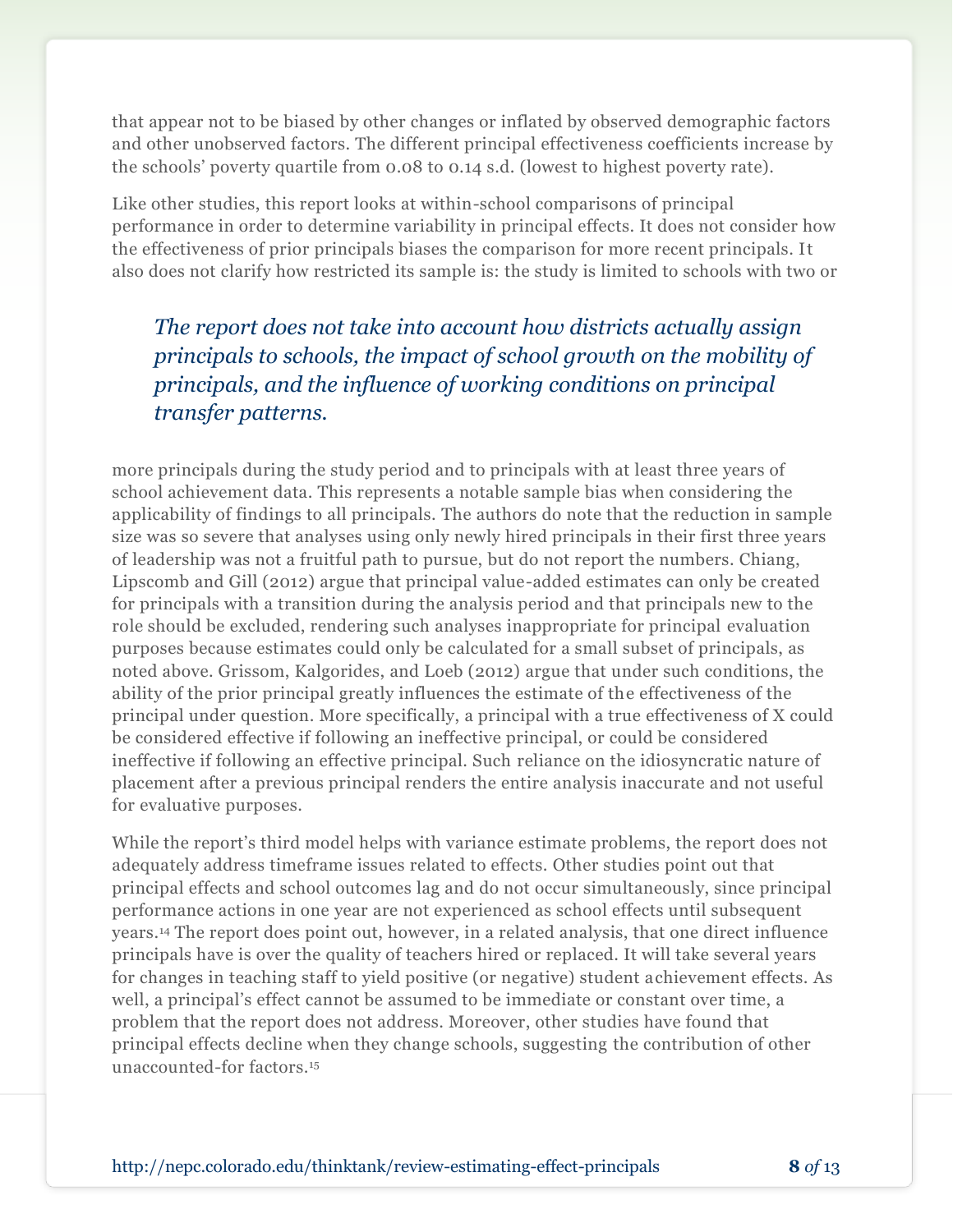that appear not to be biased by other changes or inflated by observed demographic factors and other unobserved factors. The different principal effectiveness coefficients increase by the schools' poverty quartile from 0.08 to 0.14 s.d. (lowest to highest poverty rate).

Like other studies, this report looks at within-school comparisons of principal performance in order to determine variability in principal effects. It does not consider how the effectiveness of prior principals biases the comparison for more recent principals. It also does not clarify how restricted its sample is: the study is limited to schools with two or more principals during the study period and to principals with at least three years of school achievement data. This represents a notable sample bias when considering the applicability of findings to all principals. The authors do note that the reduction in sample size was so severe that analyses using only newly hired principals in their first three years of leadership was not a fruitful path to pursue, but do not report the numbers. Chiang, Lipscomb and Gill (2012) argue that principal value-added estimates can only be created for principals with a transition during the analysis period and that principals new to the role should be excluded, rendering such analyses inappropriate for principal evaluation purposes because estimates could only be calculated for a small subset of principals, as noted above. Grissom, Kalgorides, and Loeb (2012) argue that under such conditions, the ability of the prior principal greatly influences the estimate of the effectiveness of the principal under question. More specifically, a principal with a true effectiveness of X could be considered effective if following an ineffective principal, or could be considered ineffective if following an effective principal. Such reliance on the idiosyncratic nature of placement after a previous principal renders the entire analysis inaccurate and not useful for evaluative purposes.

> *The report does not take into account how districts actually assign principals to schools, the impact of school growth on the mobility of principals, and the influence of working conditions on principal transfer patterns.*

While the report's third model helps with variance estimate problems, the report does not adequately address timeframe issues related to effects. Other studies point out that principal effects and school outcomes lag and do not occur simultaneously, since principal performance actions in one year are not experienced as school effects until subsequent years.[14] The report does point out, however, in a related analysis, that one direct influence principals have is over the quality of teachers hired or replaced. It will take several years for changes in teaching staff to yield positive (or negative) student achievement effects. As well, a principal's effect cannot be assumed to be immediate or constant over time, a problem that the report does not address. Moreover, other studies have found that principal effects decline when they change schools, suggesting the contribution of other unaccounted-for factors.[15]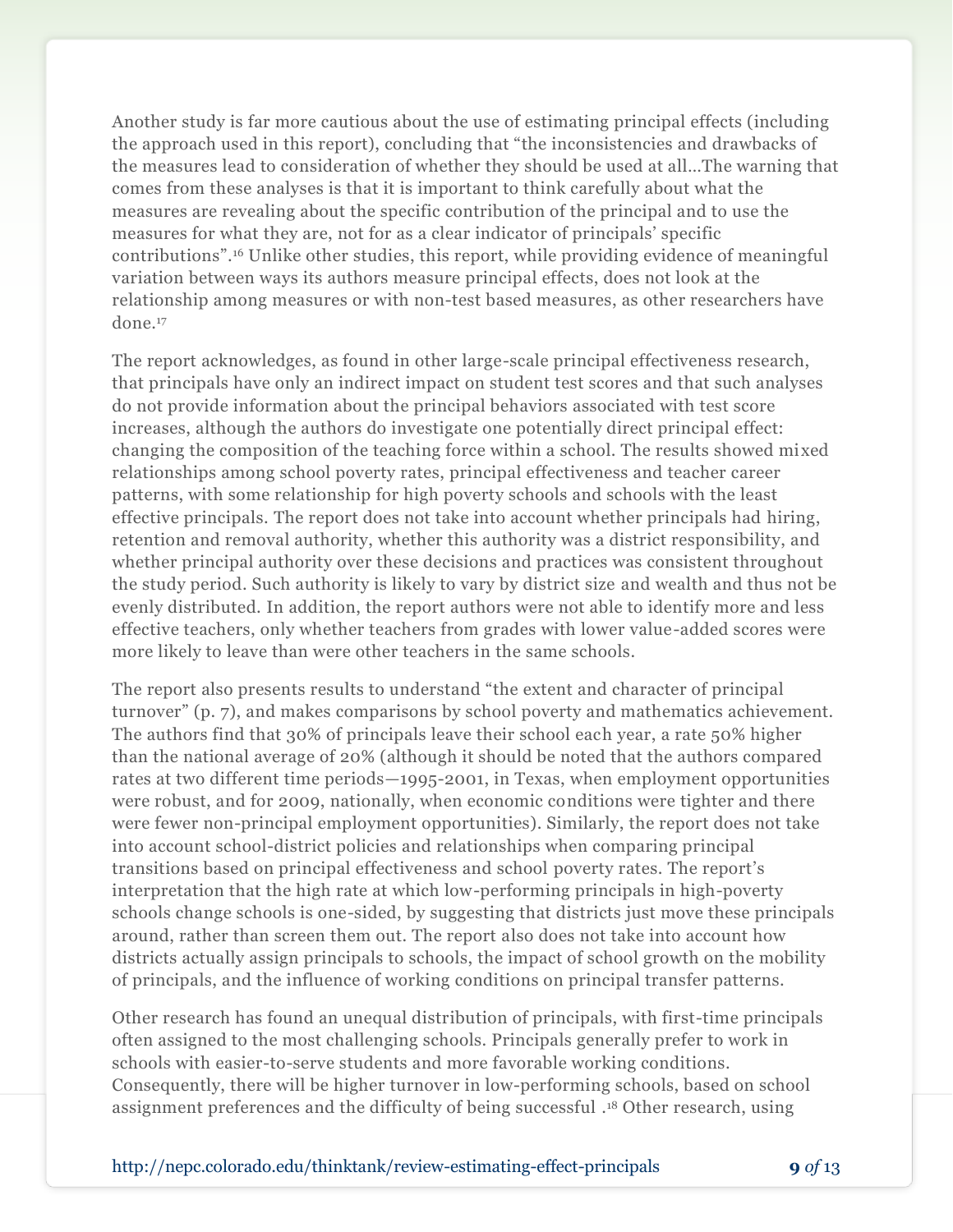Another study is far more cautious about the use of estimating principal effects (including the approach used in this report), concluding that "the inconsistencies and drawbacks of the measures lead to consideration of whether they should be used at all…The warning that comes from these analyses is that it is important to think carefully about what the measures are revealing about the specific contribution of the principal and to use the measures for what they are, not for as a clear indicator of principals' specific contributions".[16] Unlike other studies, this report, while providing evidence of meaningful variation between ways its authors measure principal effects, does not look at the relationship among measures or with non-test based measures, as other researchers have done.[17]

The report acknowledges, as found in other large-scale principal effectiveness research, that principals have only an indirect impact on student test scores and that such analyses do not provide information about the principal behaviors associated with test score increases, although the authors do investigate one potentially direct principal effect: changing the composition of the teaching force within a school. The results showed mixed relationships among school poverty rates, principal effectiveness and teacher career patterns, with some relationship for high poverty schools and schools with the least effective principals. The report does not take into account whether principals had hiring, retention and removal authority, whether this authority was a district responsibility, and whether principal authority over these decisions and practices was consistent throughout the study period. Such authority is likely to vary by district size and wealth and thus not be evenly distributed. In addition, the report authors were not able to identify more and less effective teachers, only whether teachers from grades with lower value-added scores were more likely to leave than were other teachers in the same schools.

The report also presents results to understand "the extent and character of principal turnover" (p. 7), and makes comparisons by school poverty and mathematics achievement. The authors find that 30% of principals leave their school each year, a rate 50% higher than the national average of 20% (although it should be noted that the authors compared rates at two different time periods—1995-2001, in Texas, when employment opportunities were robust, and for 2009, nationally, when economic conditions were tighter and there were fewer non-principal employment opportunities). Similarly, the report does not take into account school-district policies and relationships when comparing principal transitions based on principal effectiveness and school poverty rates. The report's interpretation that the high rate at which low-performing principals in high-poverty schools change schools is one-sided, by suggesting that districts just move these principals around, rather than screen them out. The report also does not take into account how districts actually assign principals to schools, the impact of school growth on the mobility of principals, and the influence of working conditions on principal transfer patterns.

Other research has found an unequal distribution of principals, with first-time principals often assigned to the most challenging schools. Principals generally prefer to work in schools with easier-to-serve students and more favorable working conditions. Consequently, there will be higher turnover in low-performing schools, based on school assignment preferences and the difficulty of being successful .[18] Other research, using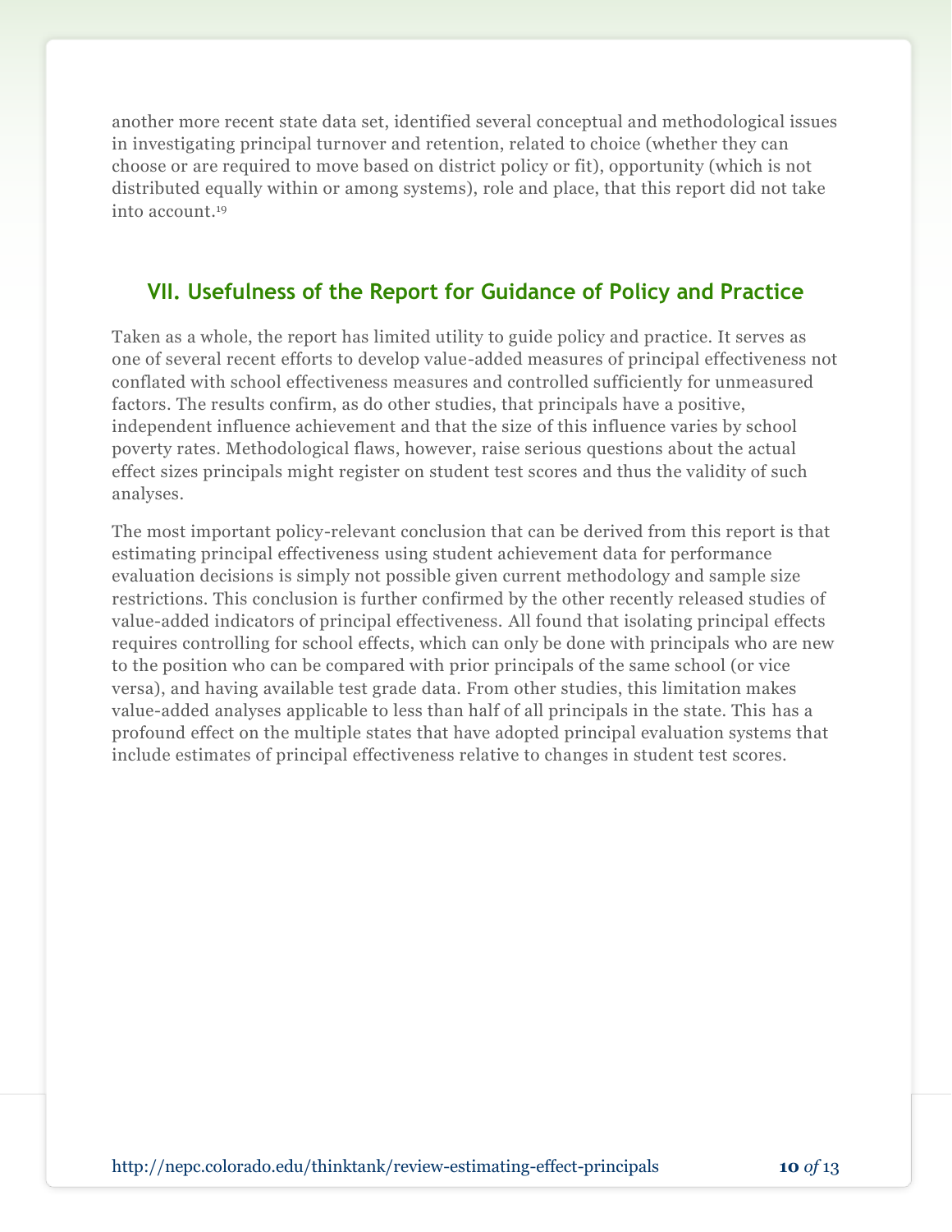another more recent state data set, identified several conceptual and methodological issues in investigating principal turnover and retention, related to choice (whether they can choose or are required to move based on district policy or fit), opportunity (which is not distributed equally within or among systems), role and place, that this report did not take into account.[19]

## VII. Usefulness of the Report for Guidance of Policy and Practice

Taken as a whole, the report has limited utility to guide policy and practice. It serves as one of several recent efforts to develop value-added measures of principal effectiveness not conflated with school effectiveness measures and controlled sufficiently for unmeasured factors. The results confirm, as do other studies, that principals have a positive, independent influence achievement and that the size of this influence varies by school poverty rates. Methodological flaws, however, raise serious questions about the actual effect sizes principals might register on student test scores and thus the validity of such analyses.

The most important policy-relevant conclusion that can be derived from this report is that estimating principal effectiveness using student achievement data for performance evaluation decisions is simply not possible given current methodology and sample size restrictions. This conclusion is further confirmed by the other recently released studies of value-added indicators of principal effectiveness. All found that isolating principal effects requires controlling for school effects, which can only be done with principals who are new to the position who can be compared with prior principals of the same school (or vice versa), and having available test grade data. From other studies, this limitation makes value-added analyses applicable to less than half of all principals in the state. This has a profound effect on the multiple states that have adopted principal evaluation systems that include estimates of principal effectiveness relative to changes in student test scores.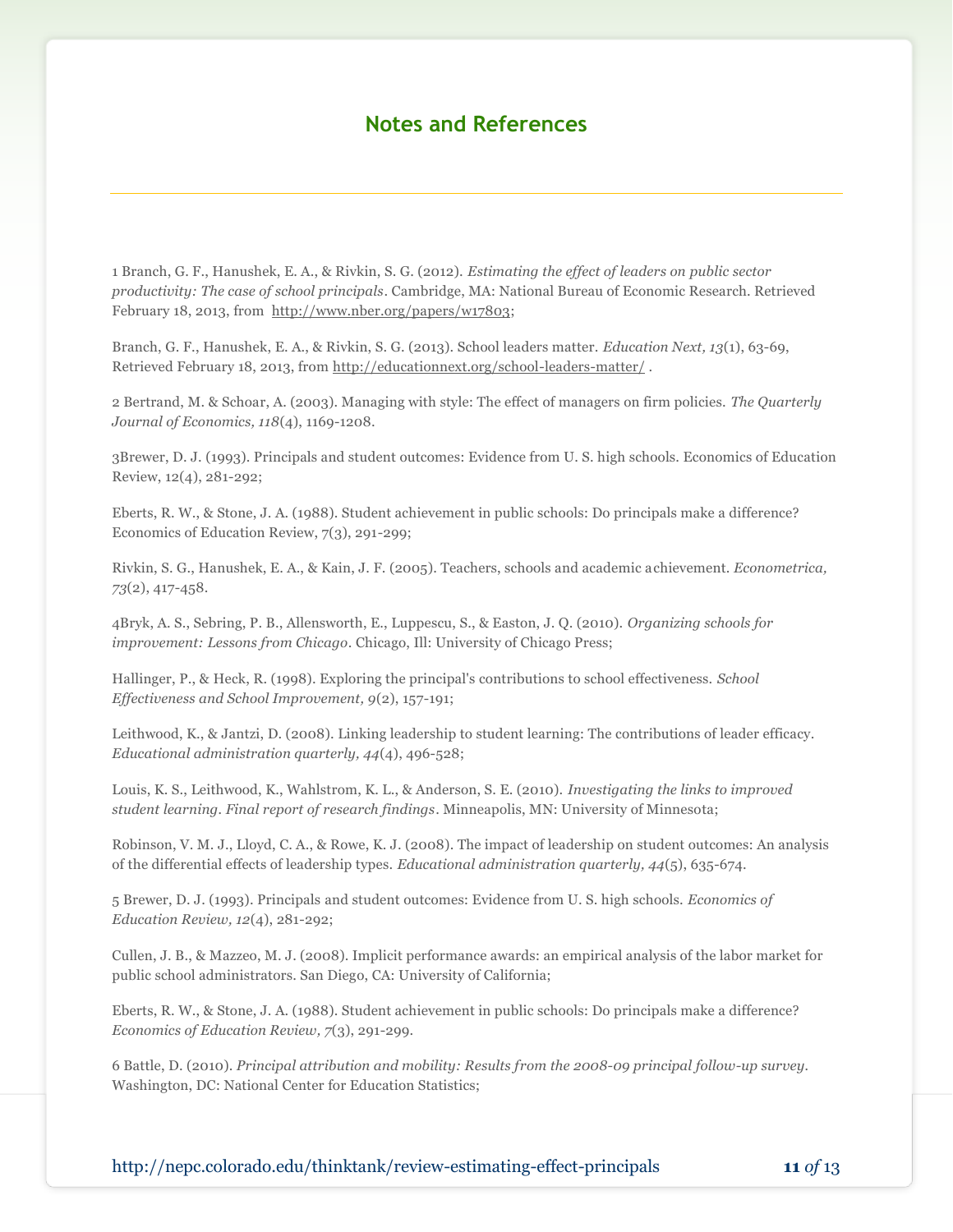## Notes and References

1 Branch, G. F., Hanushek, E. A., & Rivkin, S. G. (2012). *Estimating the effect of leaders on public sector productivity: The case of school principals*. Cambridge, MA: National Bureau of Economic Research. Retrieved February 18, 2013, from http://www.nber.org/papers/w17803;

Branch, G. F., Hanushek, E. A., & Rivkin, S. G. (2013). School leaders matter. *Education Next, 13*(1), 63-69, Retrieved February 18, 2013, from http://educationnext.org/school-leaders-matter/ .

2 Bertrand, M. & Schoar, A. (2003). Managing with style: The effect of managers on firm policies. *The Quarterly Journal of Economics, 118*(4), 1169-1208.

3Brewer, D. J. (1993). Principals and student outcomes: Evidence from U. S. high schools. Economics of Education Review, 12(4), 281-292;

Eberts, R. W., & Stone, J. A. (1988). Student achievement in public schools: Do principals make a difference? Economics of Education Review, 7(3), 291-299;

Rivkin, S. G., Hanushek, E. A., & Kain, J. F. (2005). Teachers, schools and academic achievement. *Econometrica, 73*(2), 417-458.

4Bryk, A. S., Sebring, P. B., Allensworth, E., Luppescu, S., & Easton, J. Q. (2010). *Organizing schools for improvement: Lessons from Chicago*. Chicago, Ill: University of Chicago Press;

Hallinger, P., & Heck, R. (1998). Exploring the principal's contributions to school effectiveness. *School Effectiveness and School Improvement, 9*(2), 157-191;

Leithwood, K., & Jantzi, D. (2008). Linking leadership to student learning: The contributions of leader efficacy. *Educational administration quarterly, 44*(4), 496-528;

Louis, K. S., Leithwood, K., Wahlstrom, K. L., & Anderson, S. E. (2010). *Investigating the links to improved student learning. Final report of research findings*. Minneapolis, MN: University of Minnesota;

Robinson, V. M. J., Lloyd, C. A., & Rowe, K. J. (2008). The impact of leadership on student outcomes: An analysis of the differential effects of leadership types. *Educational administration quarterly, 44*(5), 635-674.

5 Brewer, D. J. (1993). Principals and student outcomes: Evidence from U. S. high schools. *Economics of Education Review, 12*(4), 281-292;

Cullen, J. B., & Mazzeo, M. J. (2008). Implicit performance awards: an empirical analysis of the labor market for public school administrators. San Diego, CA: University of California;

Eberts, R. W., & Stone, J. A. (1988). Student achievement in public schools: Do principals make a difference? *Economics of Education Review, 7*(3), 291-299.

6 Battle, D. (2010). *Principal attribution and mobility: Results from the 2008-09 principal follow-up survey*. Washington, DC: National Center for Education Statistics;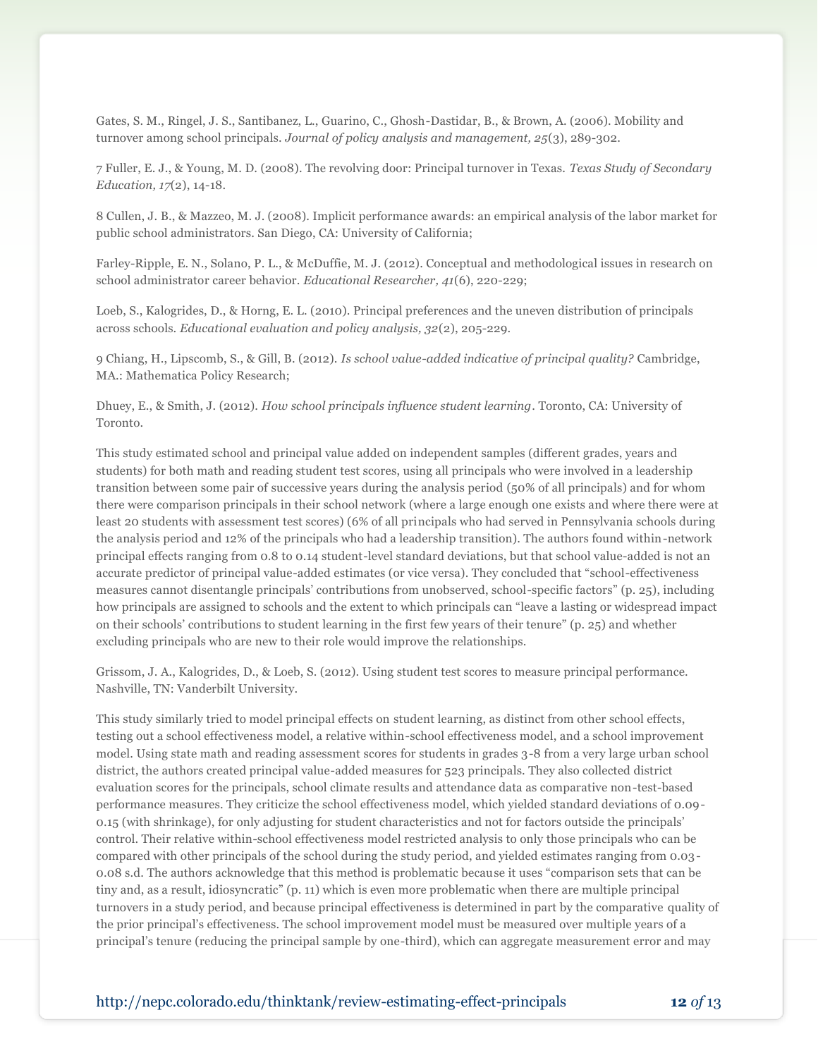Gates, S. M., Ringel, J. S., Santibanez, L., Guarino, C., Ghosh-Dastidar, B., & Brown, A. (2006). Mobility and turnover among school principals. *Journal of policy analysis and management, 25*(3), 289-302.

7 Fuller, E. J., & Young, M. D. (2008). The revolving door: Principal turnover in Texas. *Texas Study of Secondary Education, 17*(2), 14-18.

8 Cullen, J. B., & Mazzeo, M. J. (2008). Implicit performance awards: an empirical analysis of the labor market for public school administrators. San Diego, CA: University of California;

Farley-Ripple, E. N., Solano, P. L., & McDuffie, M. J. (2012). Conceptual and methodological issues in research on school administrator career behavior. *Educational Researcher, 41*(6), 220-229;

Loeb, S., Kalogrides, D., & Horng, E. L. (2010). Principal preferences and the uneven distribution of principals across schools. *Educational evaluation and policy analysis, 32*(2), 205-229.

9 Chiang, H., Lipscomb, S., & Gill, B. (2012). *Is school value-added indicative of principal quality?* Cambridge, MA.: Mathematica Policy Research;

Dhuey, E., & Smith, J. (2012). *How school principals influence student learning*. Toronto, CA: University of Toronto.

This study estimated school and principal value added on independent samples (different grades, years and students) for both math and reading student test scores, using all principals who were involved in a leadership transition between some pair of successive years during the analysis period (50% of all principals) and for whom there were comparison principals in their school network (where a large enough one exists and where there were at least 20 students with assessment test scores) (6% of all principals who had served in Pennsylvania schools during the analysis period and 12% of the principals who had a leadership transition). The authors found within-network principal effects ranging from 0.8 to 0.14 student-level standard deviations, but that school value-added is not an accurate predictor of principal value-added estimates (or vice versa). They concluded that "school-effectiveness measures cannot disentangle principals' contributions from unobserved, school-specific factors" (p. 25), including how principals are assigned to schools and the extent to which principals can "leave a lasting or widespread impact on their schools' contributions to student learning in the first few years of their tenure" (p. 25) and whether excluding principals who are new to their role would improve the relationships.

Grissom, J. A., Kalogrides, D., & Loeb, S. (2012). Using student test scores to measure principal performance. Nashville, TN: Vanderbilt University.

This study similarly tried to model principal effects on student learning, as distinct from other school effects, testing out a school effectiveness model, a relative within-school effectiveness model, and a school improvement model. Using state math and reading assessment scores for students in grades 3-8 from a very large urban school district, the authors created principal value-added measures for 523 principals. They also collected district evaluation scores for the principals, school climate results and attendance data as comparative non-test-based performance measures. They criticize the school effectiveness model, which yielded standard deviations of 0.09-0.15 (with shrinkage), for only adjusting for student characteristics and not for factors outside the principals' control. Their relative within-school effectiveness model restricted analysis to only those principals who can be compared with other principals of the school during the study period, and yielded estimates ranging from 0.03-0.08 s.d. The authors acknowledge that this method is problematic because it uses "comparison sets that can be tiny and, as a result, idiosyncratic" (p. 11) which is even more problematic when there are multiple principal turnovers in a study period, and because principal effectiveness is determined in part by the comparative quality of the prior principal's effectiveness. The school improvement model must be measured over multiple years of a principal's tenure (reducing the principal sample by one-third), which can aggregate measurement error and may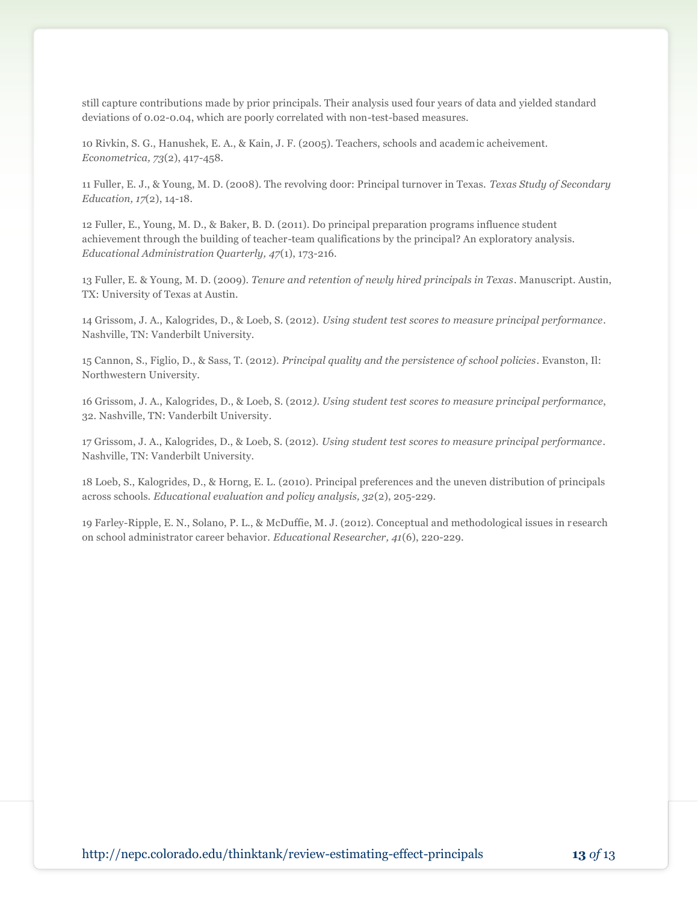still capture contributions made by prior principals. Their analysis used four years of data and yielded standard deviations of 0.02-0.04, which are poorly correlated with non-test-based measures.

10 Rivkin, S. G., Hanushek, E. A., & Kain, J. F. (2005). Teachers, schools and academic acheivement. *Econometrica, 73*(2), 417-458.

11 Fuller, E. J., & Young, M. D. (2008). The revolving door: Principal turnover in Texas. *Texas Study of Secondary Education, 17*(2), 14-18.

12 Fuller, E., Young, M. D., & Baker, B. D. (2011). Do principal preparation programs influence student achievement through the building of teacher-team qualifications by the principal? An exploratory analysis. *Educational Administration Quarterly, 47*(1), 173-216.

13 Fuller, E. & Young, M. D. (2009). *Tenure and retention of newly hired principals in Texas*. Manuscript. Austin, TX: University of Texas at Austin.

14 Grissom, J. A., Kalogrides, D., & Loeb, S. (2012). *Using student test scores to measure principal performance*. Nashville, TN: Vanderbilt University.

15 Cannon, S., Figlio, D., & Sass, T. (2012). *Principal quality and the persistence of school policies*. Evanston, Il: Northwestern University.

16 Grissom, J. A., Kalogrides, D., & Loeb, S. (2012*). Using student test scores to measure principal performance*, 32. Nashville, TN: Vanderbilt University.

17 Grissom, J. A., Kalogrides, D., & Loeb, S. (2012). *Using student test scores to measure principal performance*. Nashville, TN: Vanderbilt University.

18 Loeb, S., Kalogrides, D., & Horng, E. L. (2010). Principal preferences and the uneven distribution of principals across schools. *Educational evaluation and policy analysis, 32*(2), 205-229.

19 Farley-Ripple, E. N., Solano, P. L., & McDuffie, M. J. (2012). Conceptual and methodological issues in research on school administrator career behavior. *Educational Researcher, 41*(6), 220-229.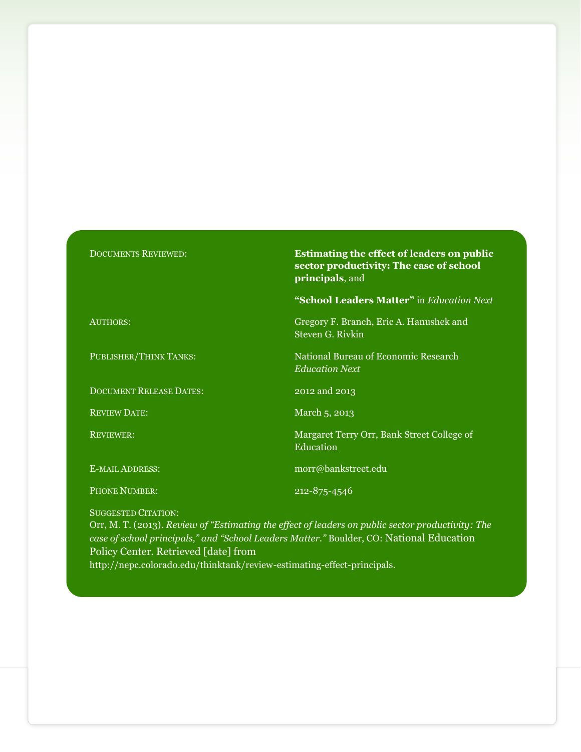| | |
|---|---|
| Documents Reviewed: | **Estimating the effect of leaders on public sector productivity: The case of school principals**, and<br><br>**“School Leaders Matter”** in *Education Next* |
| Authors: | Gregory F. Branch, Eric A. Hanushek and Steven G. Rivkin |
| Publisher/Think Tanks: | National Bureau of Economic Research<br>*Education Next* |
| Document Release Dates: | 2012 and 2013 |
| Review Date: | March 5, 2013 |
| Reviewer: | Margaret Terry Orr, Bank Street College of Education |
| E-mail Address: | morr@bankstreet.edu |
| Phone Number: | 212-875-4546 |

Suggested Citation:
Orr, M. T. (2013). *Review of “Estimating the effect of leaders on public sector productivity: The case of school principals,” and “School Leaders Matter.”* Boulder, CO: National Education Policy Center. Retrieved [date] from http://nepc.colorado.edu/thinktank/review-estimating-effect-principals.